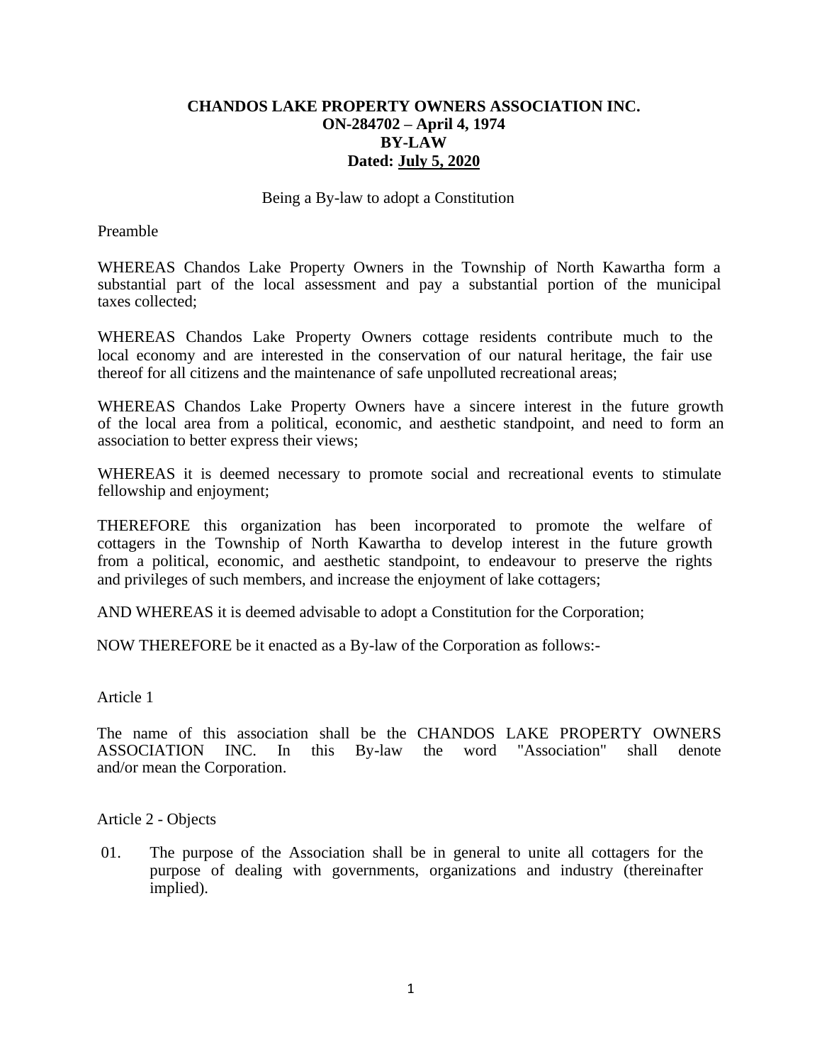**CHANDOS LAKE PROPERTY OWNERS ASSOCIATION INC.**
**ON-284702 – April 4, 1974**
**BY-LAW**
**Dated: July 5, 2020**

Being a By-law to adopt a Constitution

Preamble

WHEREAS Chandos Lake Property Owners in the Township of North Kawartha form a substantial part of the local assessment and pay a substantial portion of the municipal taxes collected;

WHEREAS Chandos Lake Property Owners cottage residents contribute much to the local economy and are interested in the conservation of our natural heritage, the fair use thereof for all citizens and the maintenance of safe unpolluted recreational areas;

WHEREAS Chandos Lake Property Owners have a sincere interest in the future growth of the local area from a political, economic, and aesthetic standpoint, and need to form an association to better express their views;

WHEREAS it is deemed necessary to promote social and recreational events to stimulate fellowship and enjoyment;

THEREFORE this organization has been incorporated to promote the welfare of cottagers in the Township of North Kawartha to develop interest in the future growth from a political, economic, and aesthetic standpoint, to endeavour to preserve the rights and privileges of such members, and increase the enjoyment of lake cottagers;

AND WHEREAS it is deemed advisable to adopt a Constitution for the Corporation;

NOW THEREFORE be it enacted as a By-law of the Corporation as follows:-

Article 1

The name of this association shall be the CHANDOS LAKE PROPERTY OWNERS ASSOCIATION INC. In this By-law the word "Association" shall denote and/or mean the Corporation.

Article 2 - Objects

01. The purpose of the Association shall be in general to unite all cottagers for the purpose of dealing with governments, organizations and industry (thereinafter implied).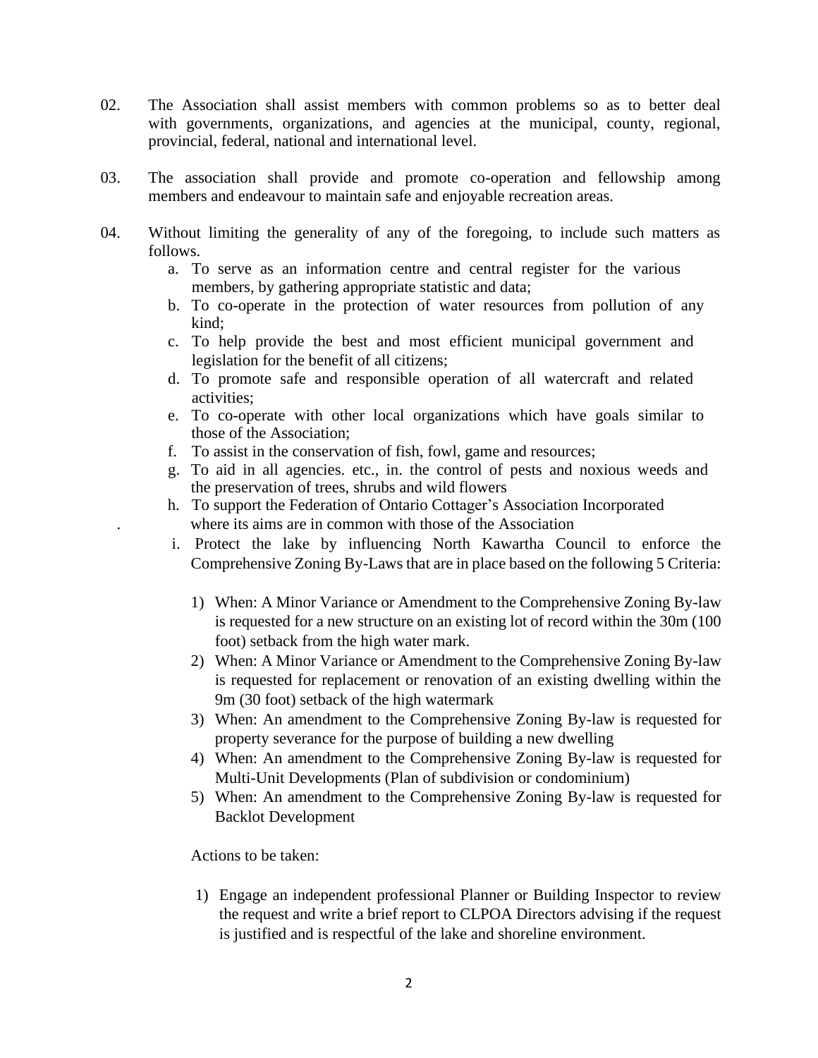02. The Association shall assist members with common problems so as to better deal with governments, organizations, and agencies at the municipal, county, regional, provincial, federal, national and international level.

03. The association shall provide and promote co-operation and fellowship among members and endeavour to maintain safe and enjoyable recreation areas.

04. Without limiting the generality of any of the foregoing, to include such matters as follows.

   a. To serve as an information centre and central register for the various members, by gathering appropriate statistic and data;
   b. To co-operate in the protection of water resources from pollution of any kind;
   c. To help provide the best and most efficient municipal government and legislation for the benefit of all citizens;
   d. To promote safe and responsible operation of all watercraft and related activities;
   e. To co-operate with other local organizations which have goals similar to those of the Association;
   f. To assist in the conservation of fish, fowl, game and resources;
   g. To aid in all agencies. etc., in. the control of pests and noxious weeds and the preservation of trees, shrubs and wild flowers
   h. To support the Federation of Ontario Cottager's Association Incorporated . where its aims are in common with those of the Association
   i. Protect the lake by influencing North Kawartha Council to enforce the Comprehensive Zoning By-Laws that are in place based on the following 5 Criteria:

      1) When: A Minor Variance or Amendment to the Comprehensive Zoning By-law is requested for a new structure on an existing lot of record within the 30m (100 foot) setback from the high water mark.
      2) When: A Minor Variance or Amendment to the Comprehensive Zoning By-law is requested for replacement or renovation of an existing dwelling within the 9m (30 foot) setback of the high watermark
      3) When: An amendment to the Comprehensive Zoning By-law is requested for property severance for the purpose of building a new dwelling
      4) When: An amendment to the Comprehensive Zoning By-law is requested for Multi-Unit Developments (Plan of subdivision or condominium)
      5) When: An amendment to the Comprehensive Zoning By-law is requested for Backlot Development

      Actions to be taken:

      1) Engage an independent professional Planner or Building Inspector to review the request and write a brief report to CLPOA Directors advising if the request is justified and is respectful of the lake and shoreline environment.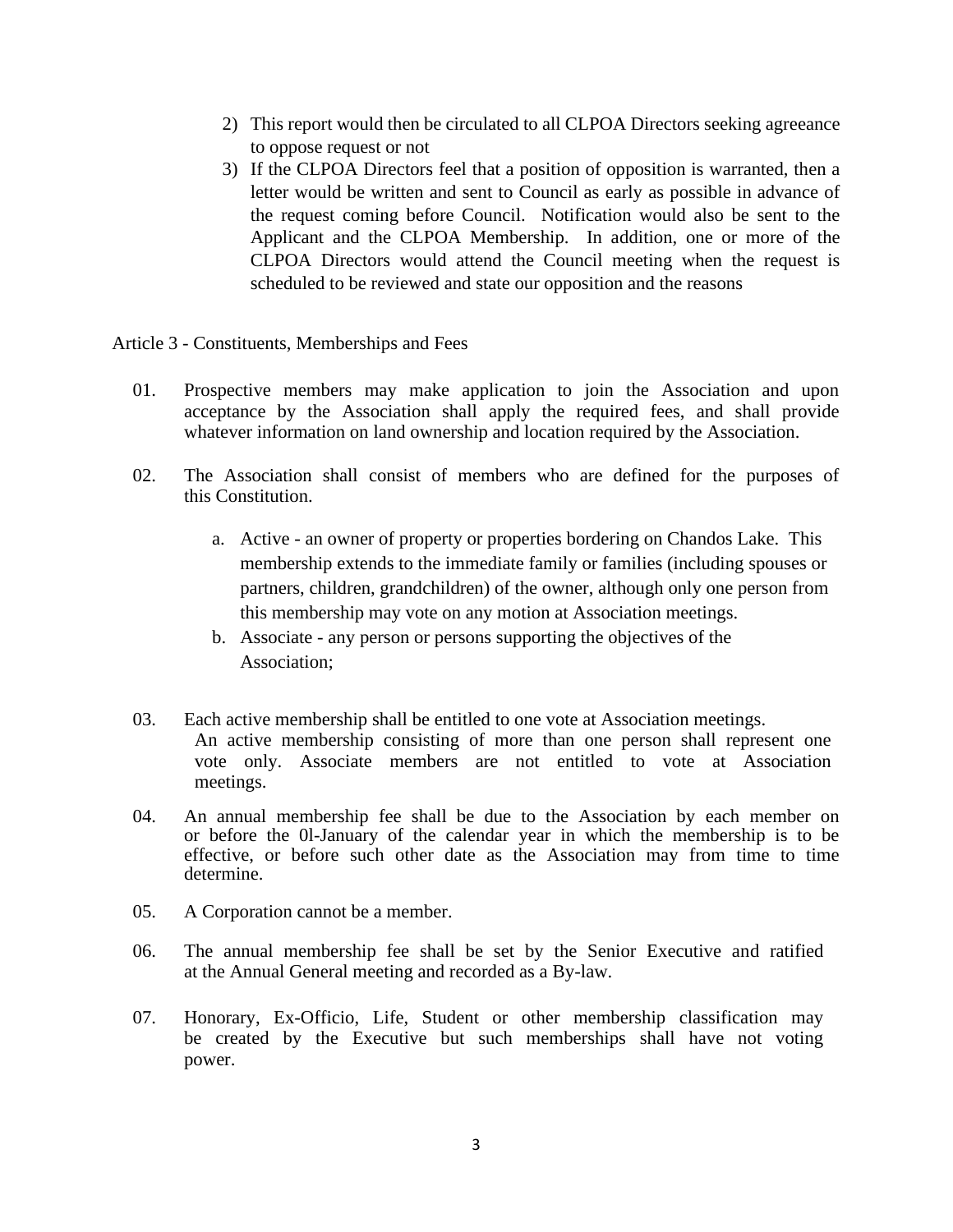2) This report would then be circulated to all CLPOA Directors seeking agreeance to oppose request or not
3) If the CLPOA Directors feel that a position of opposition is warranted, then a letter would be written and sent to Council as early as possible in advance of the request coming before Council. Notification would also be sent to the Applicant and the CLPOA Membership. In addition, one or more of the CLPOA Directors would attend the Council meeting when the request is scheduled to be reviewed and state our opposition and the reasons

## Article 3 - Constituents, Memberships and Fees

01. Prospective members may make application to join the Association and upon acceptance by the Association shall apply the required fees, and shall provide whatever information on land ownership and location required by the Association.

02. The Association shall consist of members who are defined for the purposes of this Constitution.

    a. Active - an owner of property or properties bordering on Chandos Lake. This membership extends to the immediate family or families (including spouses or partners, children, grandchildren) of the owner, although only one person from this membership may vote on any motion at Association meetings.
    b. Associate - any person or persons supporting the objectives of the Association;

03. Each active membership shall be entitled to one vote at Association meetings. An active membership consisting of more than one person shall represent one vote only. Associate members are not entitled to vote at Association meetings.

04. An annual membership fee shall be due to the Association by each member on or before the 0l-January of the calendar year in which the membership is to be effective, or before such other date as the Association may from time to time determine.

05. A Corporation cannot be a member.

06. The annual membership fee shall be set by the Senior Executive and ratified at the Annual General meeting and recorded as a By-law.

07. Honorary, Ex-Officio, Life, Student or other membership classification may be created by the Executive but such memberships shall have not voting power.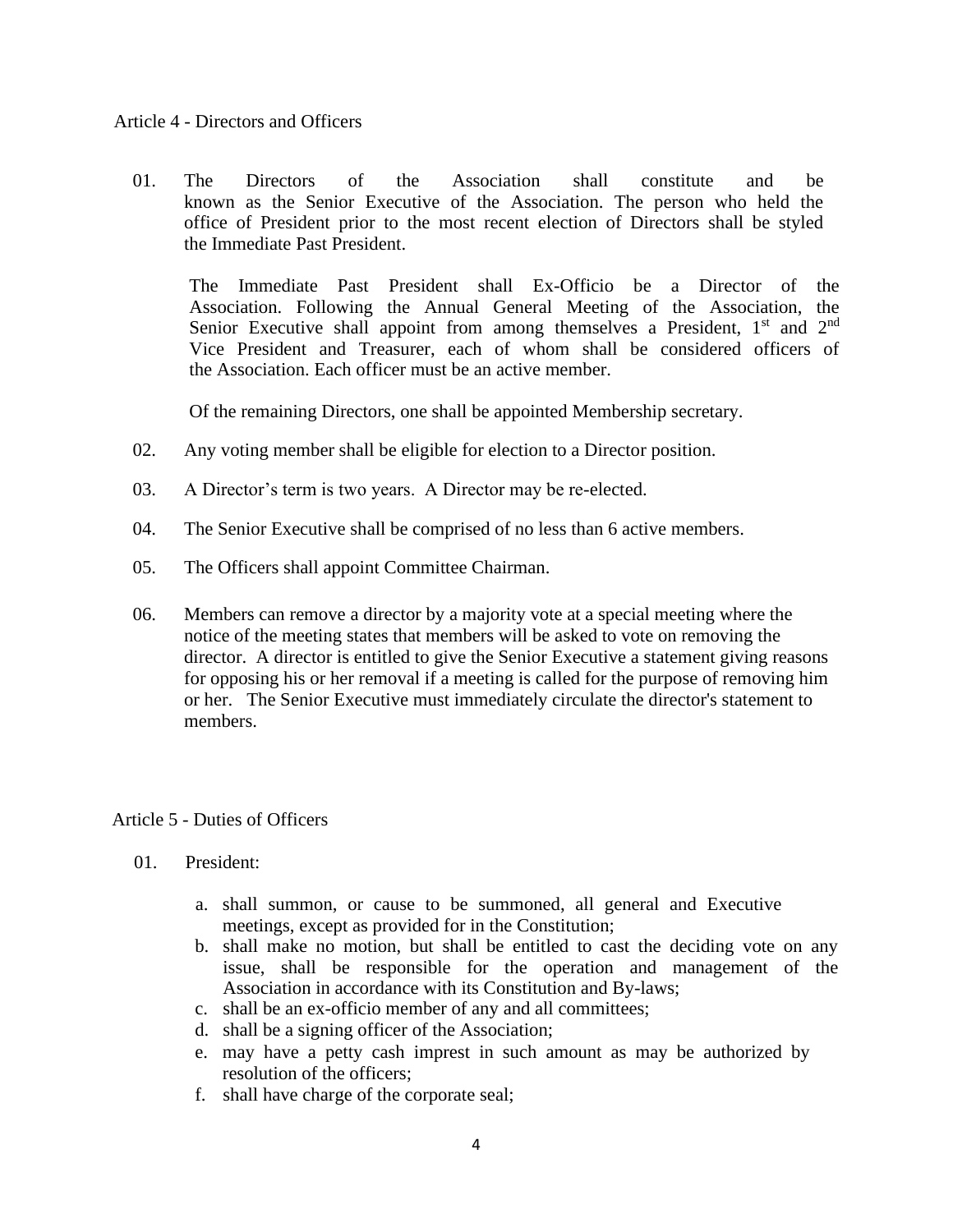## Article 4 - Directors and Officers

01. The Directors of the Association shall constitute and be known as the Senior Executive of the Association. The person who held the office of President prior to the most recent election of Directors shall be styled the Immediate Past President.

    The Immediate Past President shall Ex-Officio be a Director of the Association. Following the Annual General Meeting of the Association, the Senior Executive shall appoint from among themselves a President, 1st and 2nd Vice President and Treasurer, each of whom shall be considered officers of the Association. Each officer must be an active member.

    Of the remaining Directors, one shall be appointed Membership secretary.

02. Any voting member shall be eligible for election to a Director position.

03. A Director's term is two years. A Director may be re-elected.

04. The Senior Executive shall be comprised of no less than 6 active members.

05. The Officers shall appoint Committee Chairman.

06. Members can remove a director by a majority vote at a special meeting where the notice of the meeting states that members will be asked to vote on removing the director. A director is entitled to give the Senior Executive a statement giving reasons for opposing his or her removal if a meeting is called for the purpose of removing him or her. The Senior Executive must immediately circulate the director's statement to members.

## Article 5 - Duties of Officers

01. President:

    a. shall summon, or cause to be summoned, all general and Executive meetings, except as provided for in the Constitution;
    b. shall make no motion, but shall be entitled to cast the deciding vote on any issue, shall be responsible for the operation and management of the Association in accordance with its Constitution and By-laws;
    c. shall be an ex-officio member of any and all committees;
    d. shall be a signing officer of the Association;
    e. may have a petty cash imprest in such amount as may be authorized by resolution of the officers;
    f. shall have charge of the corporate seal;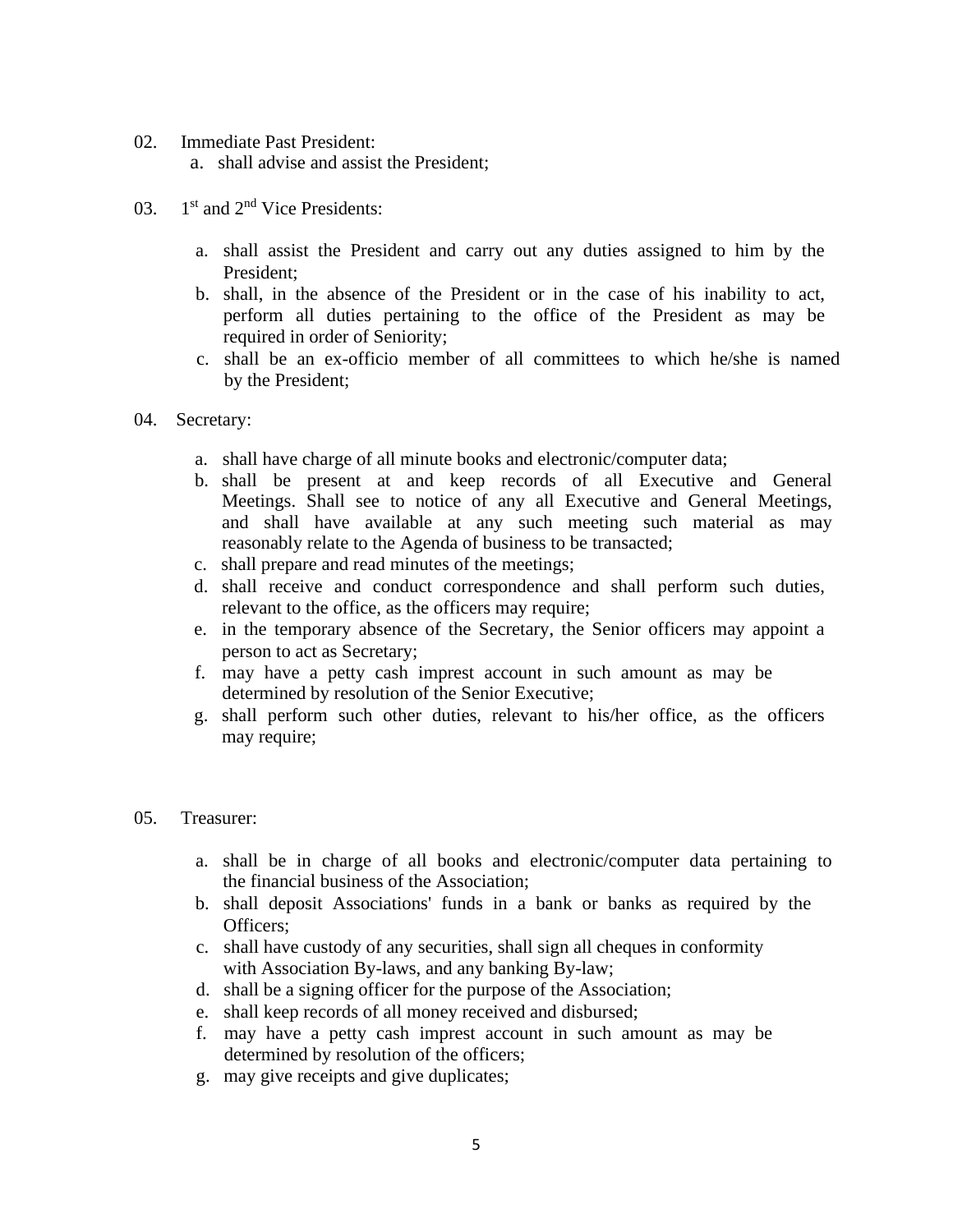02. Immediate Past President:

a. shall advise and assist the President;

03. 1st and 2nd Vice Presidents:

a. shall assist the President and carry out any duties assigned to him by the President;
b. shall, in the absence of the President or in the case of his inability to act, perform all duties pertaining to the office of the President as may be required in order of Seniority;
c. shall be an ex-officio member of all committees to which he/she is named by the President;

04. Secretary:

a. shall have charge of all minute books and electronic/computer data;
b. shall be present at and keep records of all Executive and General Meetings. Shall see to notice of any all Executive and General Meetings, and shall have available at any such meeting such material as may reasonably relate to the Agenda of business to be transacted;
c. shall prepare and read minutes of the meetings;
d. shall receive and conduct correspondence and shall perform such duties, relevant to the office, as the officers may require;
e. in the temporary absence of the Secretary, the Senior officers may appoint a person to act as Secretary;
f. may have a petty cash imprest account in such amount as may be determined by resolution of the Senior Executive;
g. shall perform such other duties, relevant to his/her office, as the officers may require;

05. Treasurer:

a. shall be in charge of all books and electronic/computer data pertaining to the financial business of the Association;
b. shall deposit Associations' funds in a bank or banks as required by the Officers;
c. shall have custody of any securities, shall sign all cheques in conformity with Association By-laws, and any banking By-law;
d. shall be a signing officer for the purpose of the Association;
e. shall keep records of all money received and disbursed;
f. may have a petty cash imprest account in such amount as may be determined by resolution of the officers;
g. may give receipts and give duplicates;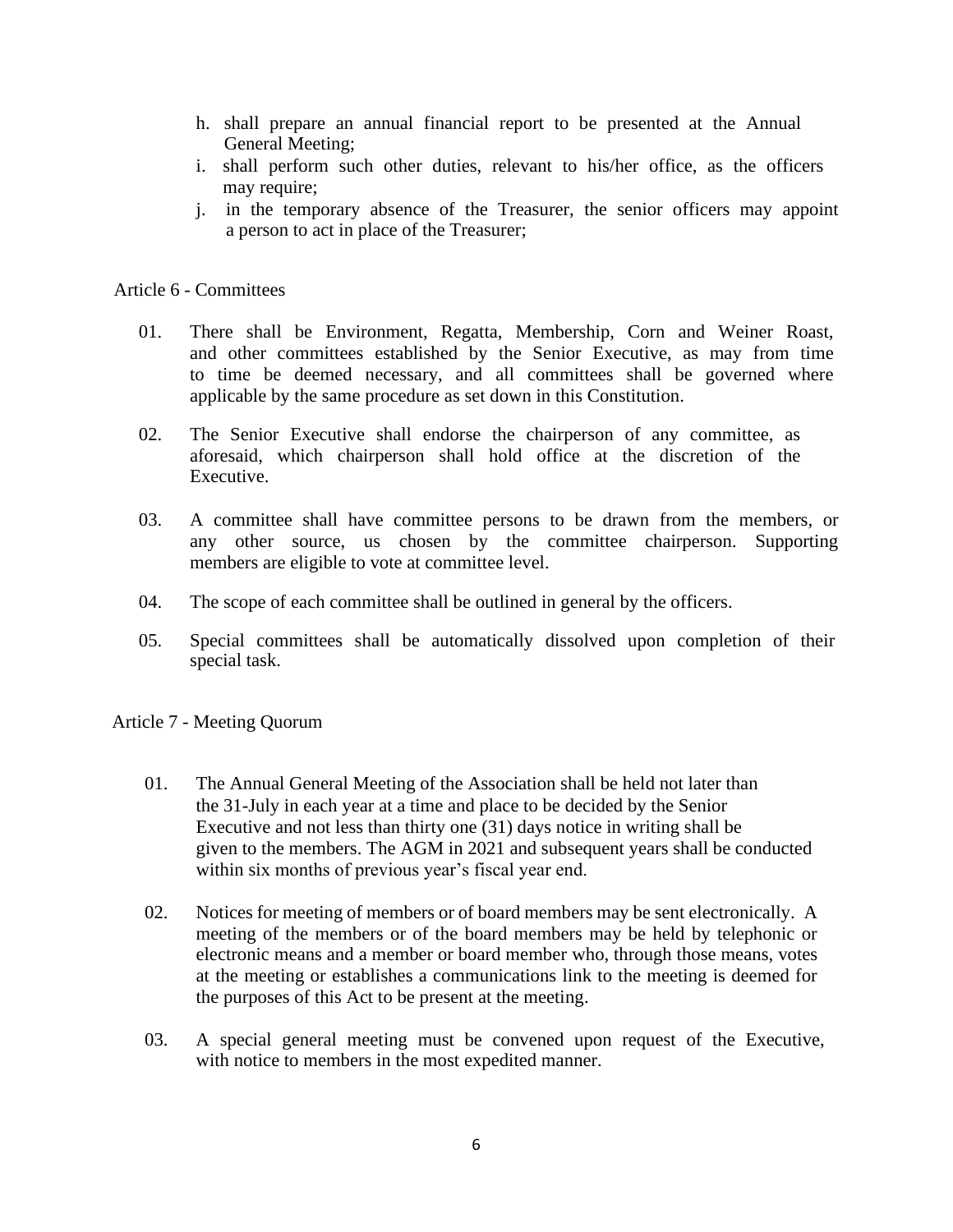h. shall prepare an annual financial report to be presented at the Annual General Meeting;
i. shall perform such other duties, relevant to his/her office, as the officers may require;
j. in the temporary absence of the Treasurer, the senior officers may appoint a person to act in place of the Treasurer;

Article 6 - Committees

01. There shall be Environment, Regatta, Membership, Corn and Weiner Roast, and other committees established by the Senior Executive, as may from time to time be deemed necessary, and all committees shall be governed where applicable by the same procedure as set down in this Constitution.

02. The Senior Executive shall endorse the chairperson of any committee, as aforesaid, which chairperson shall hold office at the discretion of the Executive.

03. A committee shall have committee persons to be drawn from the members, or any other source, us chosen by the committee chairperson. Supporting members are eligible to vote at committee level.

04. The scope of each committee shall be outlined in general by the officers.

05. Special committees shall be automatically dissolved upon completion of their special task.

Article 7 - Meeting Quorum

01. The Annual General Meeting of the Association shall be held not later than the 31-July in each year at a time and place to be decided by the Senior Executive and not less than thirty one (31) days notice in writing shall be given to the members. The AGM in 2021 and subsequent years shall be conducted within six months of previous year's fiscal year end.

02. Notices for meeting of members or of board members may be sent electronically. A meeting of the members or of the board members may be held by telephonic or electronic means and a member or board member who, through those means, votes at the meeting or establishes a communications link to the meeting is deemed for the purposes of this Act to be present at the meeting.

03. A special general meeting must be convened upon request of the Executive, with notice to members in the most expedited manner.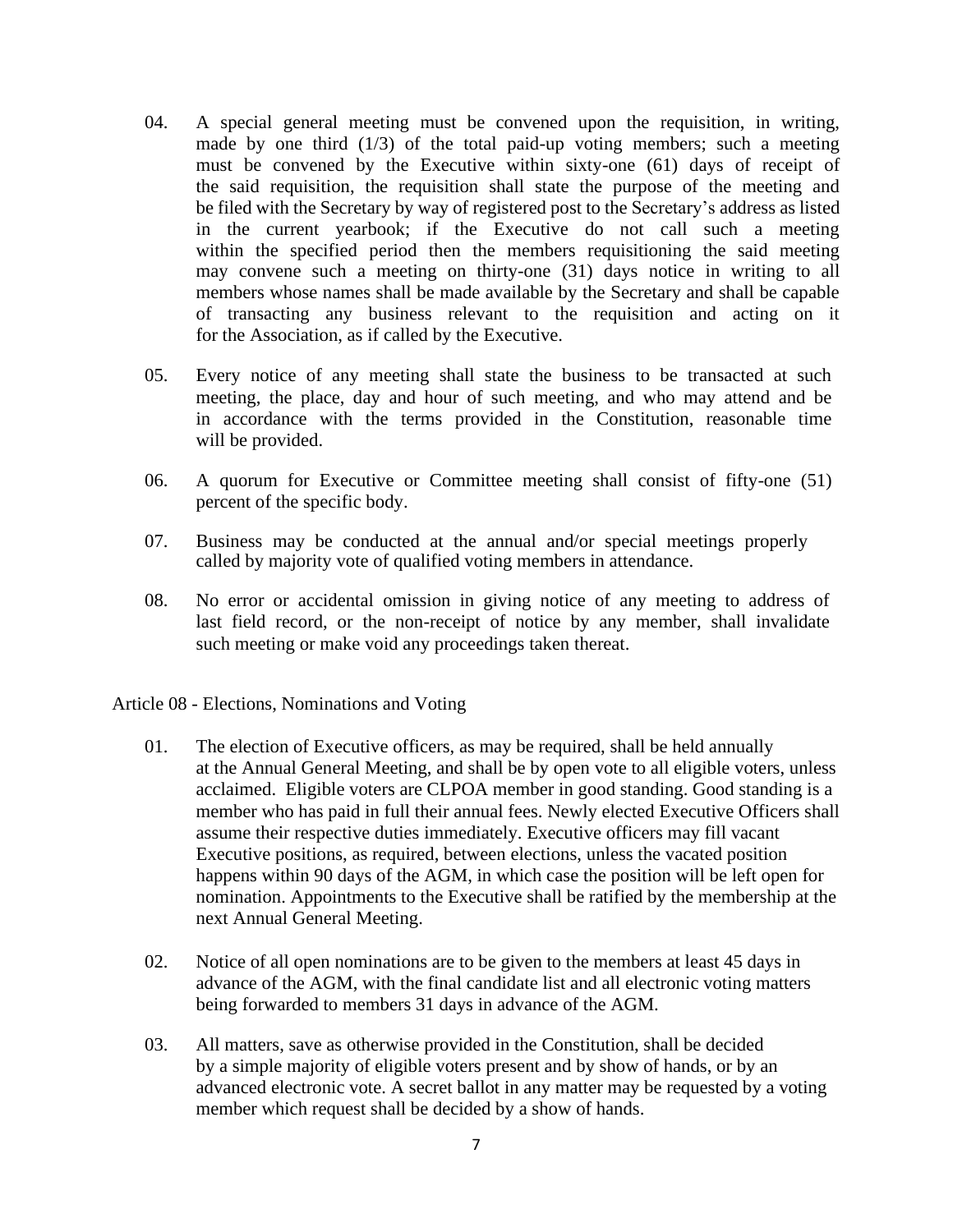04. A special general meeting must be convened upon the requisition, in writing, made by one third (1/3) of the total paid-up voting members; such a meeting must be convened by the Executive within sixty-one (61) days of receipt of the said requisition, the requisition shall state the purpose of the meeting and be filed with the Secretary by way of registered post to the Secretary's address as listed in the current yearbook; if the Executive do not call such a meeting within the specified period then the members requisitioning the said meeting may convene such a meeting on thirty-one (31) days notice in writing to all members whose names shall be made available by the Secretary and shall be capable of transacting any business relevant to the requisition and acting on it for the Association, as if called by the Executive.

05. Every notice of any meeting shall state the business to be transacted at such meeting, the place, day and hour of such meeting, and who may attend and be in accordance with the terms provided in the Constitution, reasonable time will be provided.

06. A quorum for Executive or Committee meeting shall consist of fifty-one (51) percent of the specific body.

07. Business may be conducted at the annual and/or special meetings properly called by majority vote of qualified voting members in attendance.

08. No error or accidental omission in giving notice of any meeting to address of last field record, or the non-receipt of notice by any member, shall invalidate such meeting or make void any proceedings taken thereat.

Article 08 - Elections, Nominations and Voting

01. The election of Executive officers, as may be required, shall be held annually at the Annual General Meeting, and shall be by open vote to all eligible voters, unless acclaimed. Eligible voters are CLPOA member in good standing. Good standing is a member who has paid in full their annual fees. Newly elected Executive Officers shall assume their respective duties immediately. Executive officers may fill vacant Executive positions, as required, between elections, unless the vacated position happens within 90 days of the AGM, in which case the position will be left open for nomination. Appointments to the Executive shall be ratified by the membership at the next Annual General Meeting.

02. Notice of all open nominations are to be given to the members at least 45 days in advance of the AGM, with the final candidate list and all electronic voting matters being forwarded to members 31 days in advance of the AGM.

03. All matters, save as otherwise provided in the Constitution, shall be decided by a simple majority of eligible voters present and by show of hands, or by an advanced electronic vote. A secret ballot in any matter may be requested by a voting member which request shall be decided by a show of hands.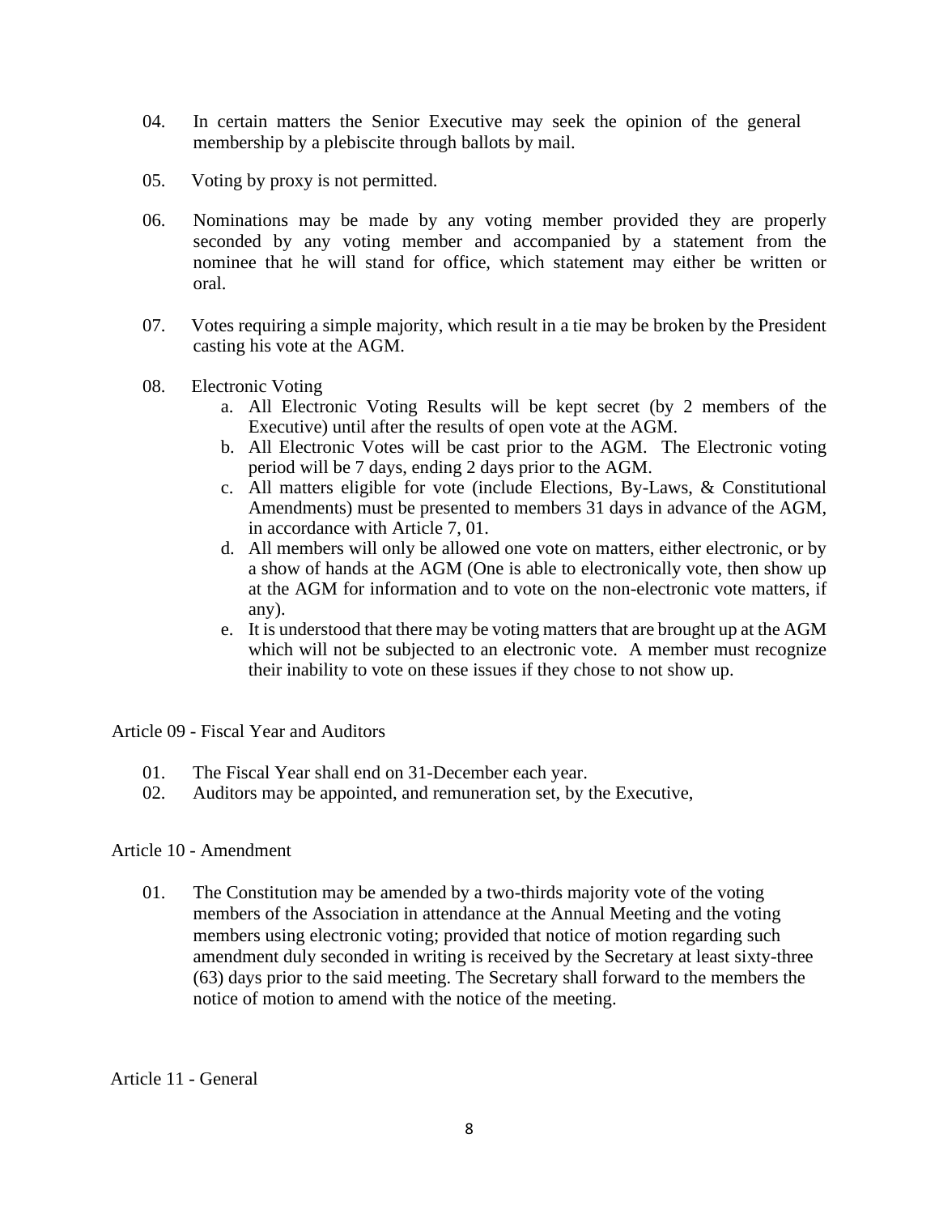04. In certain matters the Senior Executive may seek the opinion of the general membership by a plebiscite through ballots by mail.

05. Voting by proxy is not permitted.

06. Nominations may be made by any voting member provided they are properly seconded by any voting member and accompanied by a statement from the nominee that he will stand for office, which statement may either be written or oral.

07. Votes requiring a simple majority, which result in a tie may be broken by the President casting his vote at the AGM.

08. Electronic Voting

   a. All Electronic Voting Results will be kept secret (by 2 members of the Executive) until after the results of open vote at the AGM.
   b. All Electronic Votes will be cast prior to the AGM. The Electronic voting period will be 7 days, ending 2 days prior to the AGM.
   c. All matters eligible for vote (include Elections, By-Laws, & Constitutional Amendments) must be presented to members 31 days in advance of the AGM, in accordance with Article 7, 01.
   d. All members will only be allowed one vote on matters, either electronic, or by a show of hands at the AGM (One is able to electronically vote, then show up at the AGM for information and to vote on the non-electronic vote matters, if any).
   e. It is understood that there may be voting matters that are brought up at the AGM which will not be subjected to an electronic vote. A member must recognize their inability to vote on these issues if they chose to not show up.

## Article 09 - Fiscal Year and Auditors

01. The Fiscal Year shall end on 31-December each year.
02. Auditors may be appointed, and remuneration set, by the Executive,

## Article 10 - Amendment

01. The Constitution may be amended by a two-thirds majority vote of the voting members of the Association in attendance at the Annual Meeting and the voting members using electronic voting; provided that notice of motion regarding such amendment duly seconded in writing is received by the Secretary at least sixty-three (63) days prior to the said meeting. The Secretary shall forward to the members the notice of motion to amend with the notice of the meeting.

## Article 11 - General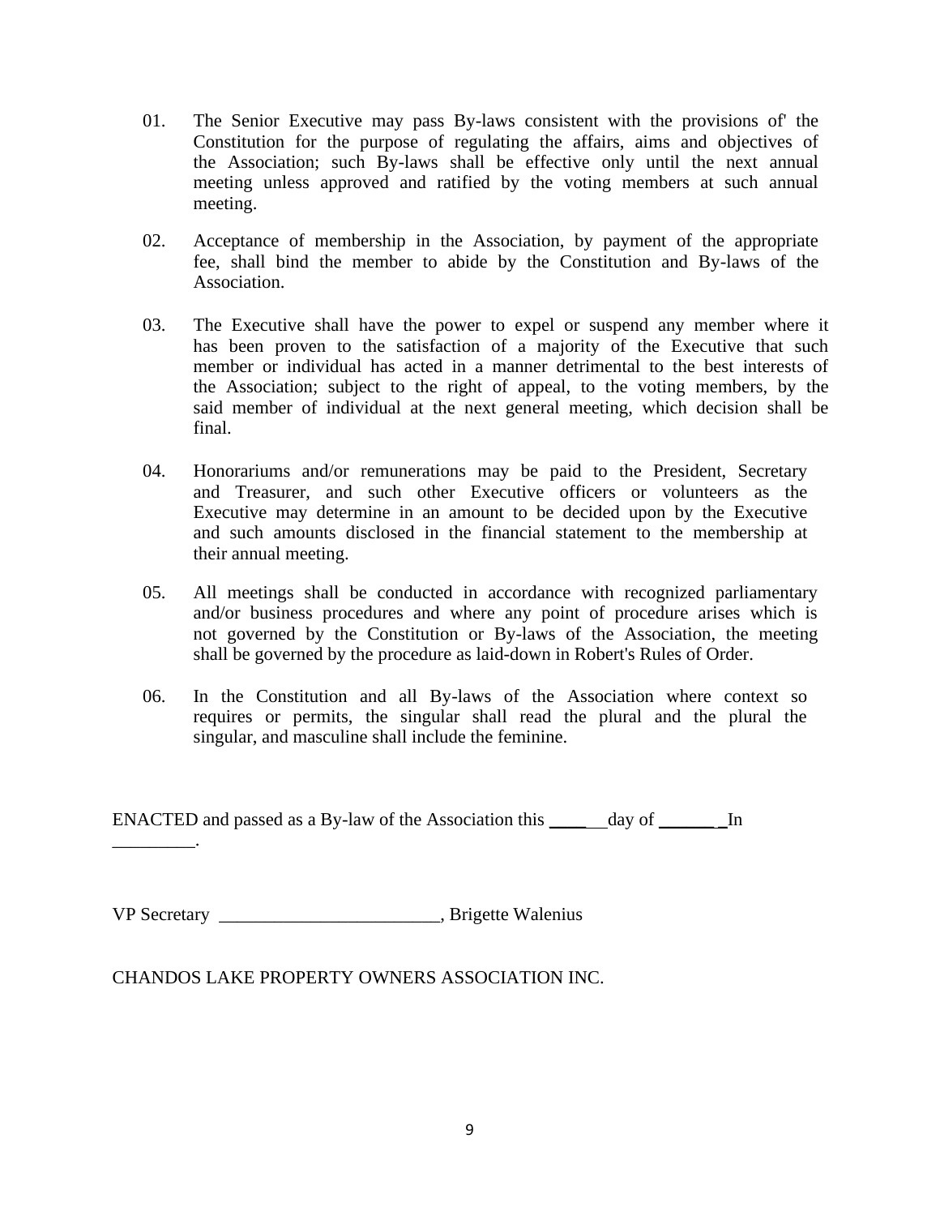01. The Senior Executive may pass By-laws consistent with the provisions of' the Constitution for the purpose of regulating the affairs, aims and objectives of the Association; such By-laws shall be effective only until the next annual meeting unless approved and ratified by the voting members at such annual meeting.

02. Acceptance of membership in the Association, by payment of the appropriate fee, shall bind the member to abide by the Constitution and By-laws of the Association.

03. The Executive shall have the power to expel or suspend any member where it has been proven to the satisfaction of a majority of the Executive that such member or individual has acted in a manner detrimental to the best interests of the Association; subject to the right of appeal, to the voting members, by the said member of individual at the next general meeting, which decision shall be final.

04. Honorariums and/or remunerations may be paid to the President, Secretary and Treasurer, and such other Executive officers or volunteers as the Executive may determine in an amount to be decided upon by the Executive and such amounts disclosed in the financial statement to the membership at their annual meeting.

05. All meetings shall be conducted in accordance with recognized parliamentary and/or business procedures and where any point of procedure arises which is not governed by the Constitution or By-laws of the Association, the meeting shall be governed by the procedure as laid-down in Robert's Rules of Order.

06. In the Constitution and all By-laws of the Association where context so requires or permits, the singular shall read the plural and the plural the singular, and masculine shall include the feminine.

ENACTED and passed as a By-law of the Association this ______day of _______ _In _________.

VP Secretary ________________________, Brigette Walenius

CHANDOS LAKE PROPERTY OWNERS ASSOCIATION INC.